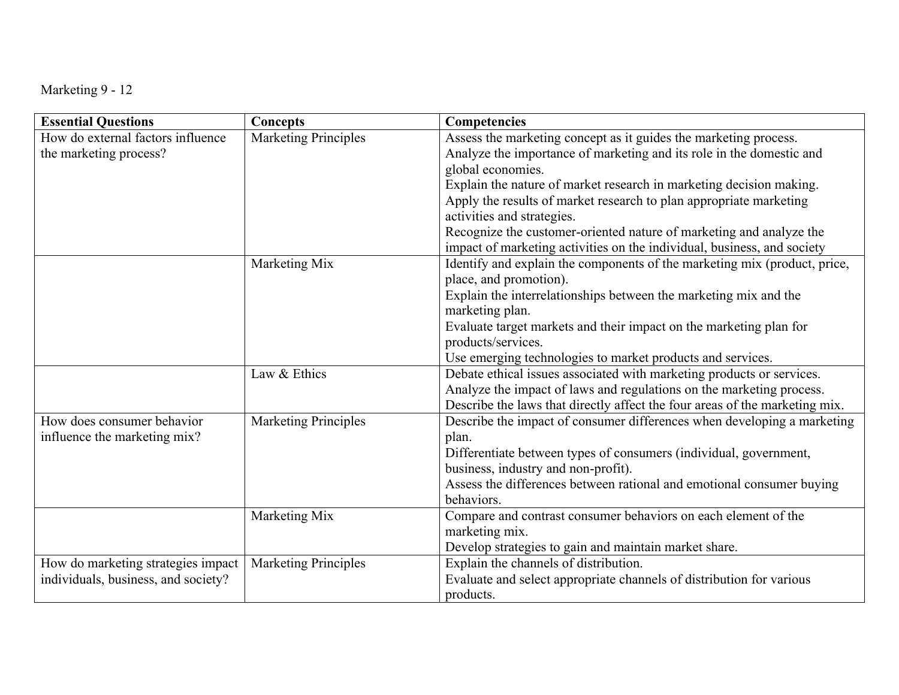Marketing 9 - 12

| Essential Questions | Concepts | Competencies |
|---|---|---|
| How do external factors influence the marketing process? | Marketing Principles | Assess the marketing concept as it guides the marketing process.<br>Analyze the importance of marketing and its role in the domestic and global economies.<br>Explain the nature of market research in marketing decision making.<br>Apply the results of market research to plan appropriate marketing activities and strategies.<br>Recognize the customer-oriented nature of marketing and analyze the impact of marketing activities on the individual, business, and society |
| | Marketing Mix | Identify and explain the components of the marketing mix (product, price, place, and promotion).<br>Explain the interrelationships between the marketing mix and the marketing plan.<br>Evaluate target markets and their impact on the marketing plan for products/services.<br>Use emerging technologies to market products and services. |
| | Law & Ethics | Debate ethical issues associated with marketing products or services.<br>Analyze the impact of laws and regulations on the marketing process.<br>Describe the laws that directly affect the four areas of the marketing mix. |
| How does consumer behavior influence the marketing mix? | Marketing Principles | Describe the impact of consumer differences when developing a marketing plan.<br>Differentiate between types of consumers (individual, government, business, industry and non-profit).<br>Assess the differences between rational and emotional consumer buying behaviors. |
| | Marketing Mix | Compare and contrast consumer behaviors on each element of the marketing mix.<br>Develop strategies to gain and maintain market share. |
| How do marketing strategies impact individuals, business, and society? | Marketing Principles | Explain the channels of distribution.<br>Evaluate and select appropriate channels of distribution for various products. |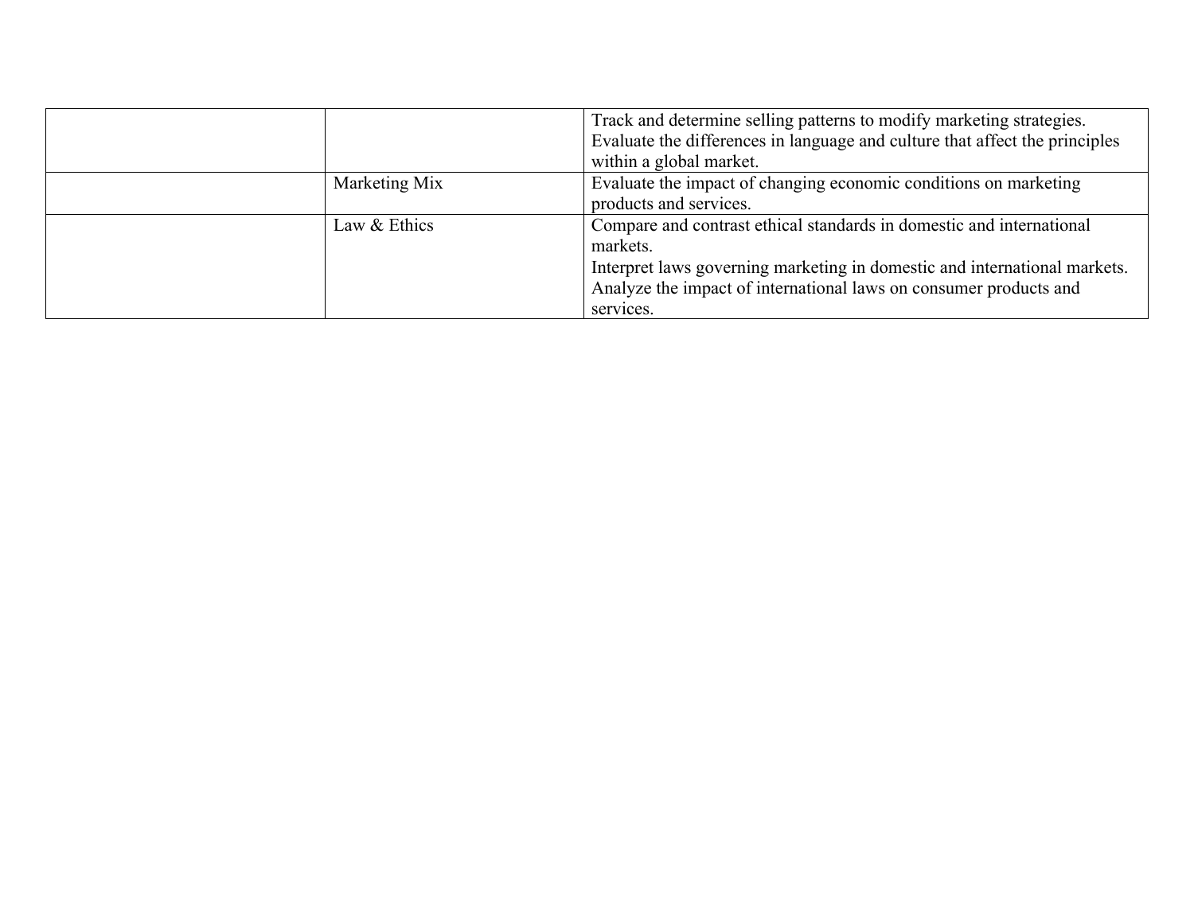| | | |
|---|---|---|
| | | Track and determine selling patterns to modify marketing strategies.<br>Evaluate the differences in language and culture that affect the principles within a global market. |
| | Marketing Mix | Evaluate the impact of changing economic conditions on marketing products and services. |
| | Law & Ethics | Compare and contrast ethical standards in domestic and international markets.<br>Interpret laws governing marketing in domestic and international markets.<br>Analyze the impact of international laws on consumer products and services. |